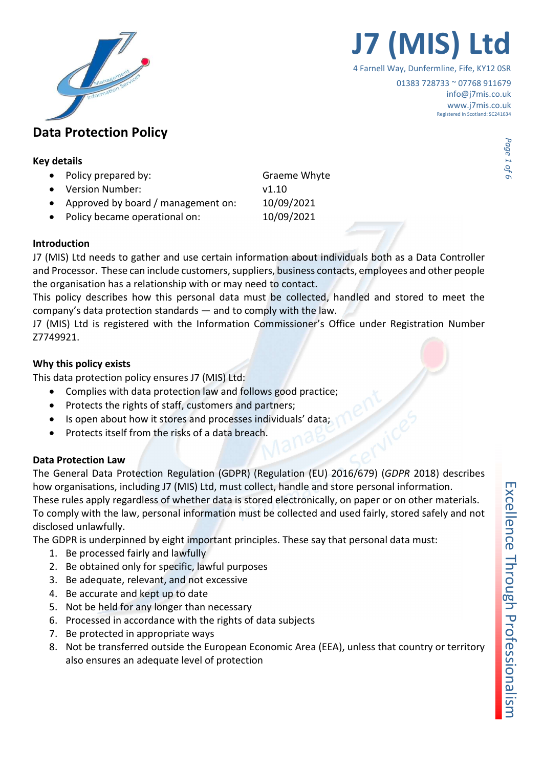# J7 (MIS) Ltd

4 Farnell Way, Dunfermline, Fife, KY12 0SR

01383 728733 ~ 07768 911679
info@j7mis.co.uk
www.j7mis.co.uk
Registered in Scotland: SC241634

## Data Protection Policy

### Key details

- Policy prepared by: Graeme Whyte
- Version Number: v1.10
- Approved by board / management on: 10/09/2021
- Policy became operational on: 10/09/2021

### Introduction

J7 (MIS) Ltd needs to gather and use certain information about individuals both as a Data Controller and Processor. These can include customers, suppliers, business contacts, employees and other people the organisation has a relationship with or may need to contact.

This policy describes how this personal data must be collected, handled and stored to meet the company's data protection standards — and to comply with the law.

J7 (MIS) Ltd is registered with the Information Commissioner's Office under Registration Number Z7749921.

### Why this policy exists

This data protection policy ensures J7 (MIS) Ltd:

- Complies with data protection law and follows good practice;
- Protects the rights of staff, customers and partners;
- Is open about how it stores and processes individuals' data;
- Protects itself from the risks of a data breach.

### Data Protection Law

The General Data Protection Regulation (GDPR) (Regulation (EU) 2016/679) (*GDPR* 2018) describes how organisations, including J7 (MIS) Ltd, must collect, handle and store personal information.

These rules apply regardless of whether data is stored electronically, on paper or on other materials.

To comply with the law, personal information must be collected and used fairly, stored safely and not disclosed unlawfully.

The GDPR is underpinned by eight important principles. These say that personal data must:

1. Be processed fairly and lawfully
2. Be obtained only for specific, lawful purposes
3. Be adequate, relevant, and not excessive
4. Be accurate and kept up to date
5. Not be held for any longer than necessary
6. Processed in accordance with the rights of data subjects
7. Be protected in appropriate ways
8. Not be transferred outside the European Economic Area (EEA), unless that country or territory also ensures an adequate level of protection

Excellence Through Professionalism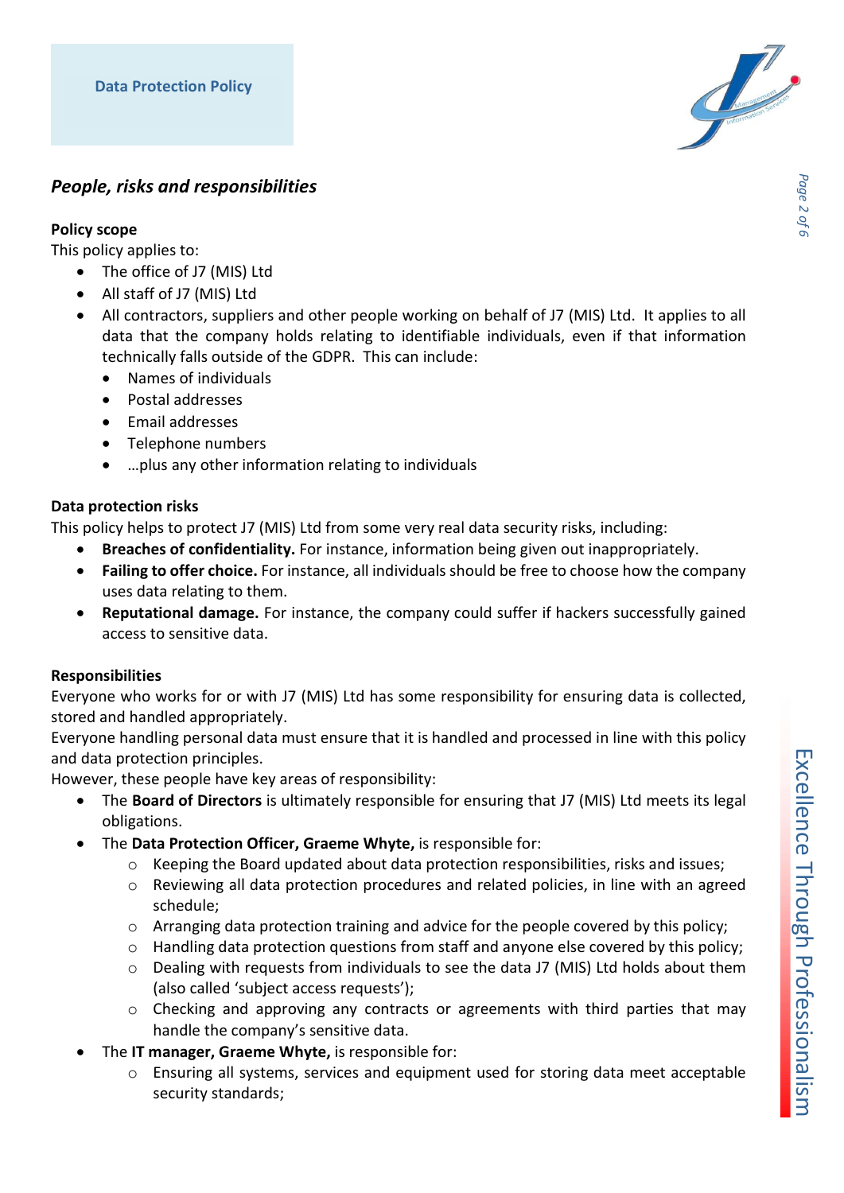## *People, risks and responsibilities*

### Policy scope

This policy applies to:

- The office of J7 (MIS) Ltd
- All staff of J7 (MIS) Ltd
- All contractors, suppliers and other people working on behalf of J7 (MIS) Ltd. It applies to all data that the company holds relating to identifiable individuals, even if that information technically falls outside of the GDPR. This can include:
  - Names of individuals
  - Postal addresses
  - Email addresses
  - Telephone numbers
  - …plus any other information relating to individuals

### Data protection risks

This policy helps to protect J7 (MIS) Ltd from some very real data security risks, including:

- **Breaches of confidentiality.** For instance, information being given out inappropriately.
- **Failing to offer choice.** For instance, all individuals should be free to choose how the company uses data relating to them.
- **Reputational damage.** For instance, the company could suffer if hackers successfully gained access to sensitive data.

### Responsibilities

Everyone who works for or with J7 (MIS) Ltd has some responsibility for ensuring data is collected, stored and handled appropriately.

Everyone handling personal data must ensure that it is handled and processed in line with this policy and data protection principles.

However, these people have key areas of responsibility:

- The **Board of Directors** is ultimately responsible for ensuring that J7 (MIS) Ltd meets its legal obligations.
- The **Data Protection Officer, Graeme Whyte,** is responsible for:
  - Keeping the Board updated about data protection responsibilities, risks and issues;
  - Reviewing all data protection procedures and related policies, in line with an agreed schedule;
  - Arranging data protection training and advice for the people covered by this policy;
  - Handling data protection questions from staff and anyone else covered by this policy;
  - Dealing with requests from individuals to see the data J7 (MIS) Ltd holds about them (also called 'subject access requests');
  - Checking and approving any contracts or agreements with third parties that may handle the company's sensitive data.
- The **IT manager, Graeme Whyte,** is responsible for:
  - Ensuring all systems, services and equipment used for storing data meet acceptable security standards;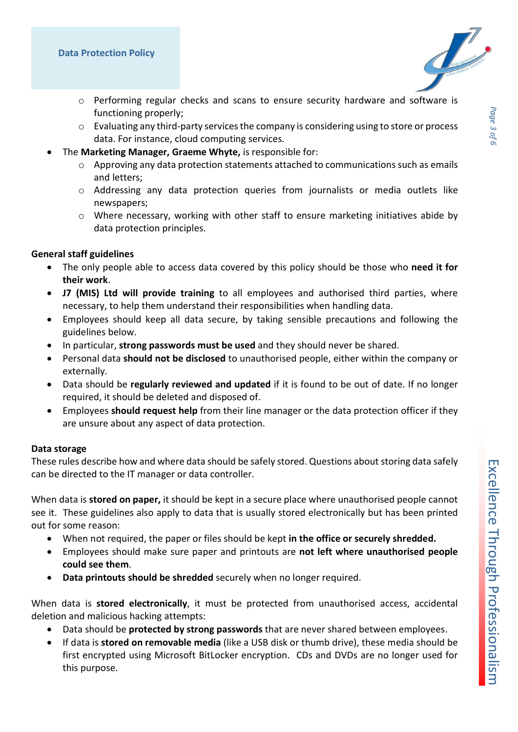- Performing regular checks and scans to ensure security hardware and software is functioning properly;
  - Evaluating any third-party services the company is considering using to store or process data. For instance, cloud computing services.
- The **Marketing Manager, Graeme Whyte,** is responsible for:
  - Approving any data protection statements attached to communications such as emails and letters;
  - Addressing any data protection queries from journalists or media outlets like newspapers;
  - Where necessary, working with other staff to ensure marketing initiatives abide by data protection principles.

**General staff guidelines**

- The only people able to access data covered by this policy should be those who **need it for their work**.
- **J7 (MIS) Ltd will provide training** to all employees and authorised third parties, where necessary, to help them understand their responsibilities when handling data.
- Employees should keep all data secure, by taking sensible precautions and following the guidelines below.
- In particular, **strong passwords must be used** and they should never be shared.
- Personal data **should not be disclosed** to unauthorised people, either within the company or externally.
- Data should be **regularly reviewed and updated** if it is found to be out of date. If no longer required, it should be deleted and disposed of.
- Employees **should request help** from their line manager or the data protection officer if they are unsure about any aspect of data protection.

**Data storage**

These rules describe how and where data should be safely stored. Questions about storing data safely can be directed to the IT manager or data controller.

When data is **stored on paper,** it should be kept in a secure place where unauthorised people cannot see it. These guidelines also apply to data that is usually stored electronically but has been printed out for some reason:

- When not required, the paper or files should be kept **in the office or securely shredded.**
- Employees should make sure paper and printouts are **not left where unauthorised people could see them**.
- **Data printouts should be shredded** securely when no longer required.

When data is **stored electronically**, it must be protected from unauthorised access, accidental deletion and malicious hacking attempts:

- Data should be **protected by strong passwords** that are never shared between employees.
- If data is **stored on removable media** (like a USB disk or thumb drive), these media should be first encrypted using Microsoft BitLocker encryption. CDs and DVDs are no longer used for this purpose.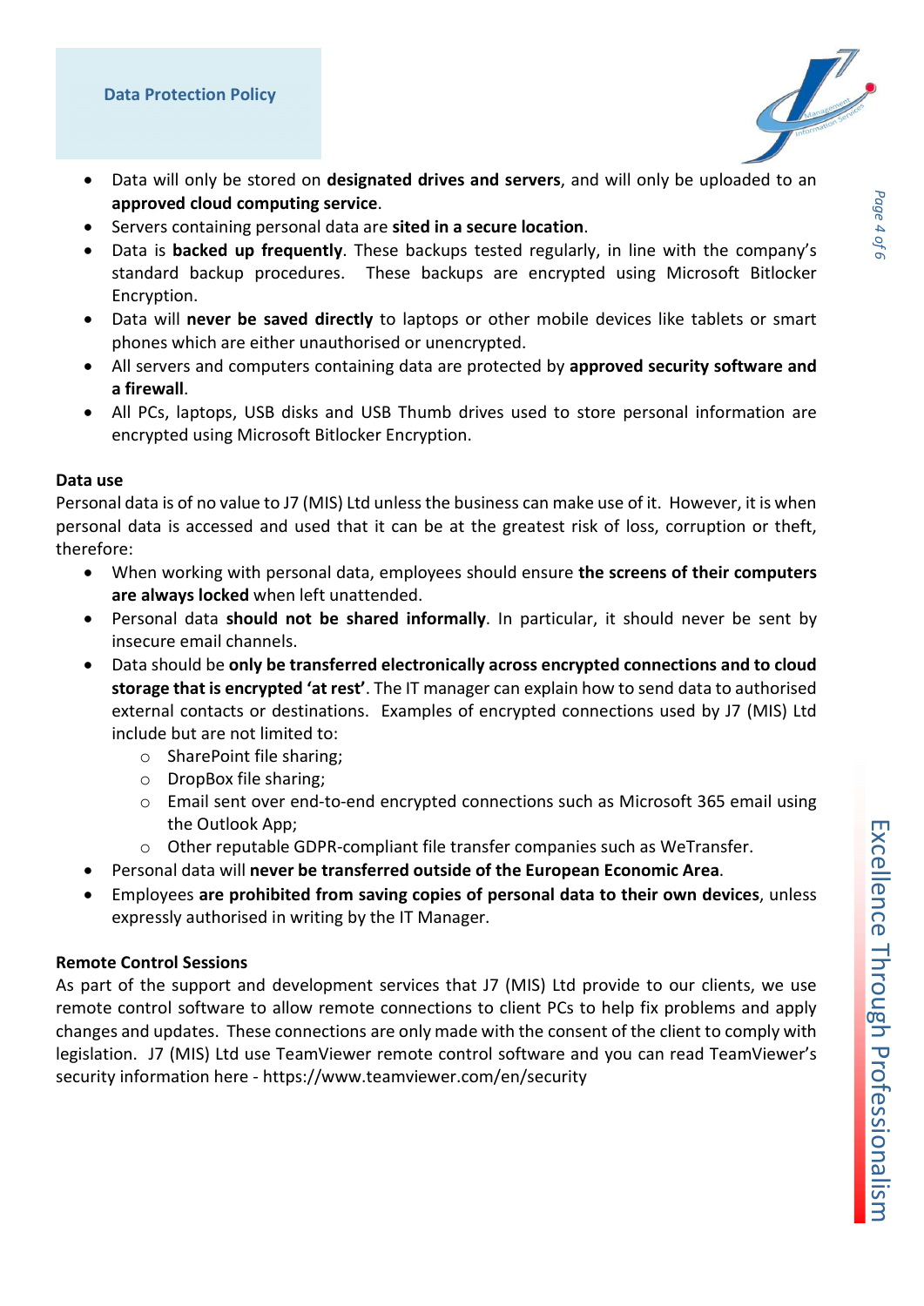- Data will only be stored on **designated drives and servers**, and will only be uploaded to an **approved cloud computing service**.
- Servers containing personal data are **sited in a secure location**.
- Data is **backed up frequently**. These backups tested regularly, in line with the company's standard backup procedures. These backups are encrypted using Microsoft Bitlocker Encryption.
- Data will **never be saved directly** to laptops or other mobile devices like tablets or smart phones which are either unauthorised or unencrypted.
- All servers and computers containing data are protected by **approved security software and a firewall**.
- All PCs, laptops, USB disks and USB Thumb drives used to store personal information are encrypted using Microsoft Bitlocker Encryption.

**Data use**

Personal data is of no value to J7 (MIS) Ltd unless the business can make use of it. However, it is when personal data is accessed and used that it can be at the greatest risk of loss, corruption or theft, therefore:

- When working with personal data, employees should ensure **the screens of their computers are always locked** when left unattended.
- Personal data **should not be shared informally**. In particular, it should never be sent by insecure email channels.
- Data should be **only be transferred electronically across encrypted connections and to cloud storage that is encrypted 'at rest'**. The IT manager can explain how to send data to authorised external contacts or destinations. Examples of encrypted connections used by J7 (MIS) Ltd include but are not limited to:
  - SharePoint file sharing;
  - DropBox file sharing;
  - Email sent over end-to-end encrypted connections such as Microsoft 365 email using the Outlook App;
  - Other reputable GDPR-compliant file transfer companies such as WeTransfer.
- Personal data will **never be transferred outside of the European Economic Area**.
- Employees **are prohibited from saving copies of personal data to their own devices**, unless expressly authorised in writing by the IT Manager.

**Remote Control Sessions**

As part of the support and development services that J7 (MIS) Ltd provide to our clients, we use remote control software to allow remote connections to client PCs to help fix problems and apply changes and updates. These connections are only made with the consent of the client to comply with legislation. J7 (MIS) Ltd use TeamViewer remote control software and you can read TeamViewer's security information here - https://www.teamviewer.com/en/security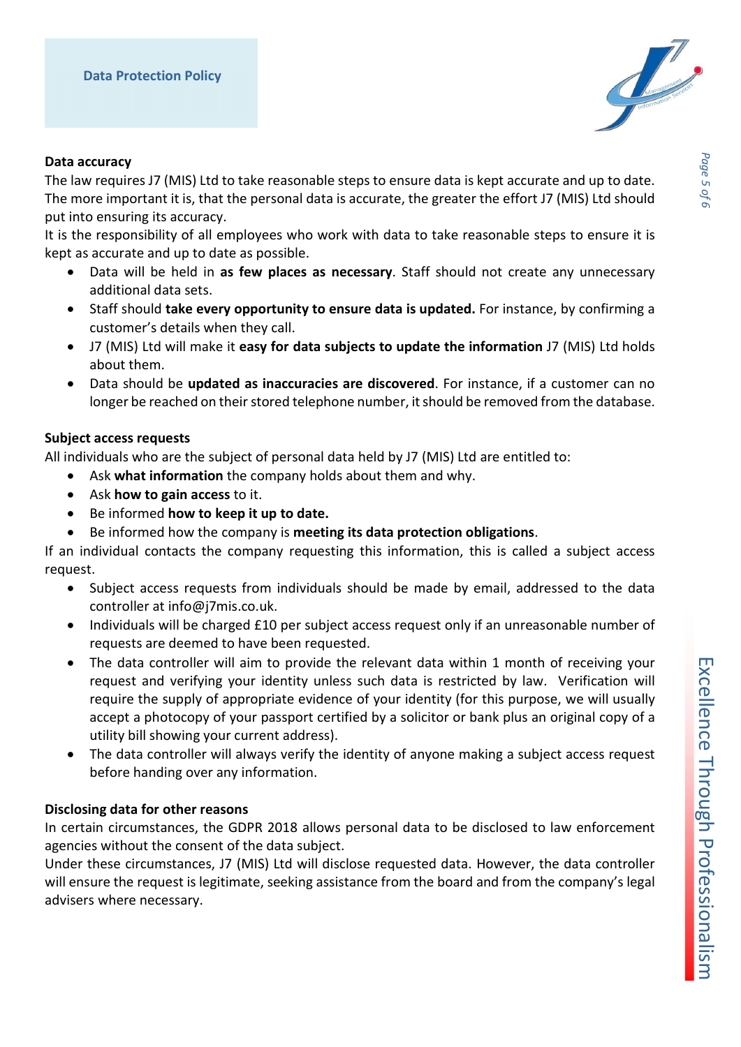## Data accuracy

The law requires J7 (MIS) Ltd to take reasonable steps to ensure data is kept accurate and up to date. The more important it is, that the personal data is accurate, the greater the effort J7 (MIS) Ltd should put into ensuring its accuracy.

It is the responsibility of all employees who work with data to take reasonable steps to ensure it is kept as accurate and up to date as possible.

- Data will be held in **as few places as necessary**. Staff should not create any unnecessary additional data sets.
- Staff should **take every opportunity to ensure data is updated.** For instance, by confirming a customer's details when they call.
- J7 (MIS) Ltd will make it **easy for data subjects to update the information** J7 (MIS) Ltd holds about them.
- Data should be **updated as inaccuracies are discovered**. For instance, if a customer can no longer be reached on their stored telephone number, it should be removed from the database.

## Subject access requests

All individuals who are the subject of personal data held by J7 (MIS) Ltd are entitled to:

- Ask **what information** the company holds about them and why.
- Ask **how to gain access** to it.
- Be informed **how to keep it up to date.**
- Be informed how the company is **meeting its data protection obligations**.

If an individual contacts the company requesting this information, this is called a subject access request.

- Subject access requests from individuals should be made by email, addressed to the data controller at info@j7mis.co.uk.
- Individuals will be charged £10 per subject access request only if an unreasonable number of requests are deemed to have been requested.
- The data controller will aim to provide the relevant data within 1 month of receiving your request and verifying your identity unless such data is restricted by law. Verification will require the supply of appropriate evidence of your identity (for this purpose, we will usually accept a photocopy of your passport certified by a solicitor or bank plus an original copy of a utility bill showing your current address).
- The data controller will always verify the identity of anyone making a subject access request before handing over any information.

## Disclosing data for other reasons

In certain circumstances, the GDPR 2018 allows personal data to be disclosed to law enforcement agencies without the consent of the data subject.

Under these circumstances, J7 (MIS) Ltd will disclose requested data. However, the data controller will ensure the request is legitimate, seeking assistance from the board and from the company's legal advisers where necessary.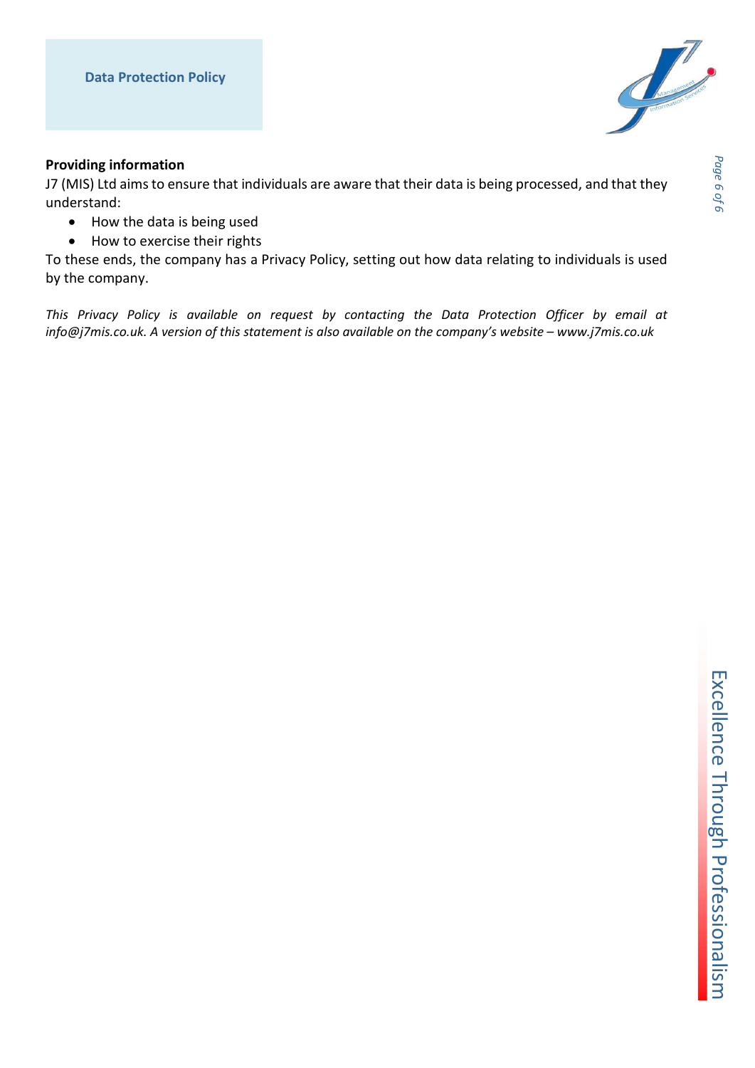**Providing information**

J7 (MIS) Ltd aims to ensure that individuals are aware that their data is being processed, and that they understand:

- How the data is being used
- How to exercise their rights

To these ends, the company has a Privacy Policy, setting out how data relating to individuals is used by the company.

*This Privacy Policy is available on request by contacting the Data Protection Officer by email at info@j7mis.co.uk. A version of this statement is also available on the company's website – www.j7mis.co.uk*